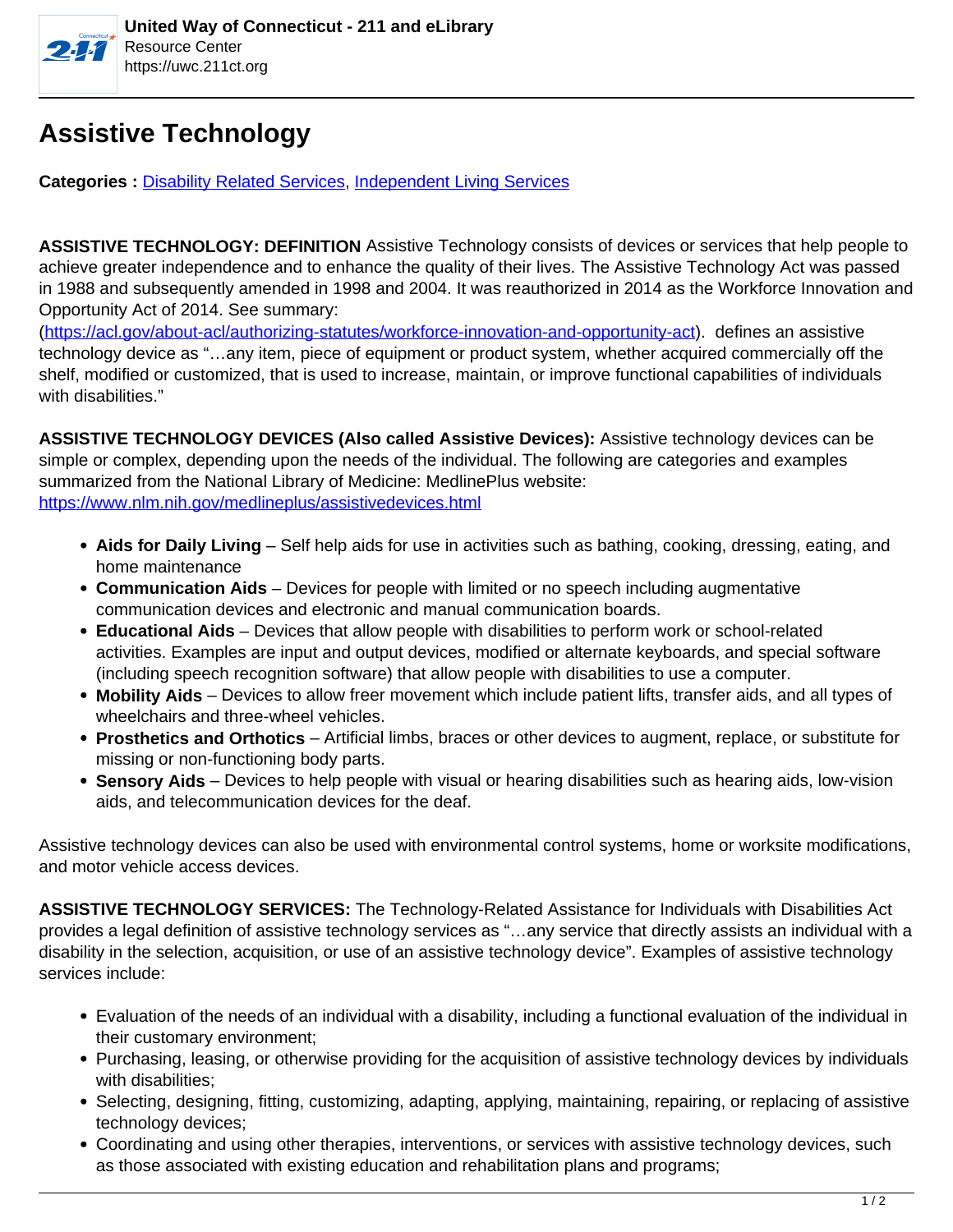# Assistive Technology

**Categories :** [Disability Related Services](#), [Independent Living Services](#)

**ASSISTIVE TECHNOLOGY: DEFINITION** Assistive Technology consists of devices or services that help people to achieve greater independence and to enhance the quality of their lives. The Assistive Technology Act was passed in 1988 and subsequently amended in 1998 and 2004. It was reauthorized in 2014 as the Workforce Innovation and Opportunity Act of 2014. See summary: (https://acl.gov/about-acl/authorizing-statutes/workforce-innovation-and-opportunity-act).  defines an assistive technology device as "…any item, piece of equipment or product system, whether acquired commercially off the shelf, modified or customized, that is used to increase, maintain, or improve functional capabilities of individuals with disabilities."

**ASSISTIVE TECHNOLOGY DEVICES (Also called Assistive Devices):** Assistive technology devices can be simple or complex, depending upon the needs of the individual. The following are categories and examples summarized from the National Library of Medicine: MedlinePlus website: https://www.nlm.nih.gov/medlineplus/assistivedevices.html

- **Aids for Daily Living** – Self help aids for use in activities such as bathing, cooking, dressing, eating, and home maintenance
- **Communication Aids** – Devices for people with limited or no speech including augmentative communication devices and electronic and manual communication boards.
- **Educational Aids** – Devices that allow people with disabilities to perform work or school-related activities. Examples are input and output devices, modified or alternate keyboards, and special software (including speech recognition software) that allow people with disabilities to use a computer.
- **Mobility Aids** – Devices to allow freer movement which include patient lifts, transfer aids, and all types of wheelchairs and three-wheel vehicles.
- **Prosthetics and Orthotics** – Artificial limbs, braces or other devices to augment, replace, or substitute for missing or non-functioning body parts.
- **Sensory Aids** – Devices to help people with visual or hearing disabilities such as hearing aids, low-vision aids, and telecommunication devices for the deaf.

Assistive technology devices can also be used with environmental control systems, home or worksite modifications, and motor vehicle access devices.

**ASSISTIVE TECHNOLOGY SERVICES:** The Technology-Related Assistance for Individuals with Disabilities Act provides a legal definition of assistive technology services as "…any service that directly assists an individual with a disability in the selection, acquisition, or use of an assistive technology device". Examples of assistive technology services include:

- Evaluation of the needs of an individual with a disability, including a functional evaluation of the individual in their customary environment;
- Purchasing, leasing, or otherwise providing for the acquisition of assistive technology devices by individuals with disabilities;
- Selecting, designing, fitting, customizing, adapting, applying, maintaining, repairing, or replacing of assistive technology devices;
- Coordinating and using other therapies, interventions, or services with assistive technology devices, such as those associated with existing education and rehabilitation plans and programs;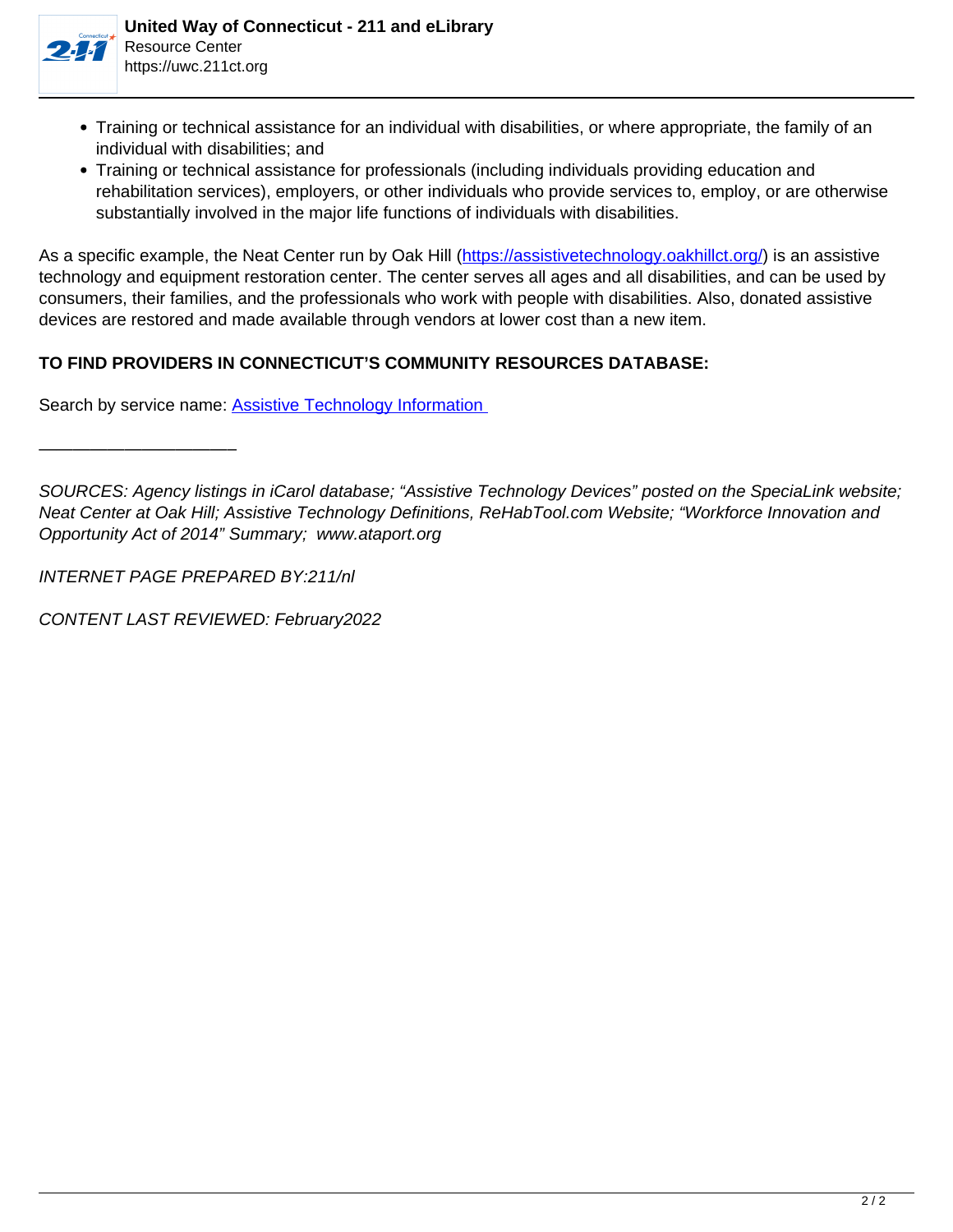- Training or technical assistance for an individual with disabilities, or where appropriate, the family of an individual with disabilities; and
- Training or technical assistance for professionals (including individuals providing education and rehabilitation services), employers, or other individuals who provide services to, employ, or are otherwise substantially involved in the major life functions of individuals with disabilities.

As a specific example, the Neat Center run by Oak Hill (https://assistivetechnology.oakhillct.org/) is an assistive technology and equipment restoration center. The center serves all ages and all disabilities, and can be used by consumers, their families, and the professionals who work with people with disabilities. Also, donated assistive devices are restored and made available through vendors at lower cost than a new item.

**TO FIND PROVIDERS IN CONNECTICUT'S COMMUNITY RESOURCES DATABASE:**

Search by service name: Assistive Technology Information

\_\_\_\_\_\_\_\_\_\_\_\_\_\_\_\_\_\_\_\_\_\_

*SOURCES: Agency listings in iCarol database; "Assistive Technology Devices" posted on the SpeciaLink website; Neat Center at Oak Hill; Assistive Technology Definitions, ReHabTool.com Website; "Workforce Innovation and Opportunity Act of 2014" Summary; www.ataport.org*

*INTERNET PAGE PREPARED BY:211/nl*

*CONTENT LAST REVIEWED: February2022*